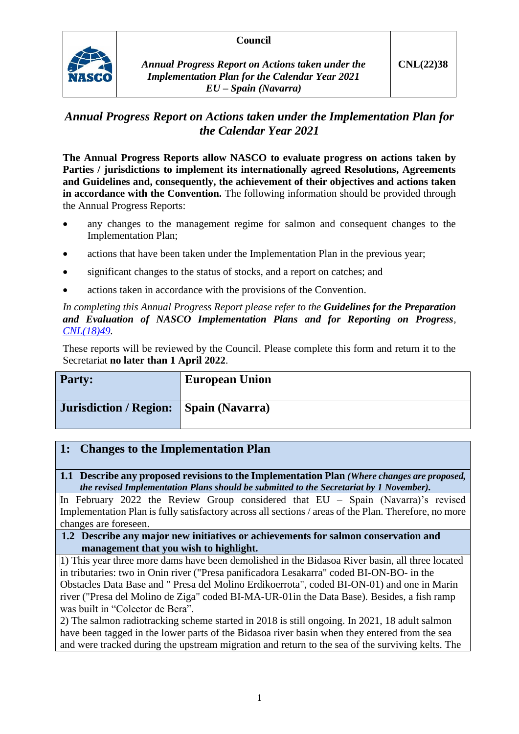| | Council | |
|---|---|---|
| NASCO | *Annual Progress Report on Actions taken under the Implementation Plan for the Calendar Year 2021 EU – Spain (Navarra)* | **CNL(22)38** |

# *Annual Progress Report on Actions taken under the Implementation Plan for the Calendar Year 2021*

**The Annual Progress Reports allow NASCO to evaluate progress on actions taken by Parties / jurisdictions to implement its internationally agreed Resolutions, Agreements and Guidelines and, consequently, the achievement of their objectives and actions taken in accordance with the Convention.** The following information should be provided through the Annual Progress Reports:

- any changes to the management regime for salmon and consequent changes to the Implementation Plan;
- actions that have been taken under the Implementation Plan in the previous year;
- significant changes to the status of stocks, and a report on catches; and
- actions taken in accordance with the provisions of the Convention.

*In completing this Annual Progress Report please refer to the* ***Guidelines for the Preparation and Evaluation of NASCO Implementation Plans and for Reporting on Progress****, CNL(18)49.*

These reports will be reviewed by the Council. Please complete this form and return it to the Secretariat **no later than 1 April 2022**.

| **Party:** | **European Union** |
|---|---|
| **Jurisdiction / Region:** | **Spain (Navarra)** |

## 1: Changes to the Implementation Plan

**1.1 Describe any proposed revisions to the Implementation Plan** ***(Where changes are proposed, the revised Implementation Plans should be submitted to the Secretariat by 1 November).***

In February 2022 the Review Group considered that EU – Spain (Navarra)'s revised Implementation Plan is fully satisfactory across all sections / areas of the Plan. Therefore, no more changes are foreseen.

**1.2 Describe any major new initiatives or achievements for salmon conservation and management that you wish to highlight.**

1) This year three more dams have been demolished in the Bidasoa River basin, all three located in tributaries: two in Onin river ("Presa panificadora Lesakarra" coded BI-ON-BO- in the Obstacles Data Base and " Presa del Molino Erdikoerrota", coded BI-ON-01) and one in Marin river ("Presa del Molino de Ziga" coded BI-MA-UR-01in the Data Base). Besides, a fish ramp was built in "Colector de Bera".

2) The salmon radiotracking scheme started in 2018 is still ongoing. In 2021, 18 adult salmon have been tagged in the lower parts of the Bidasoa river basin when they entered from the sea and were tracked during the upstream migration and return to the sea of the surviving kelts. The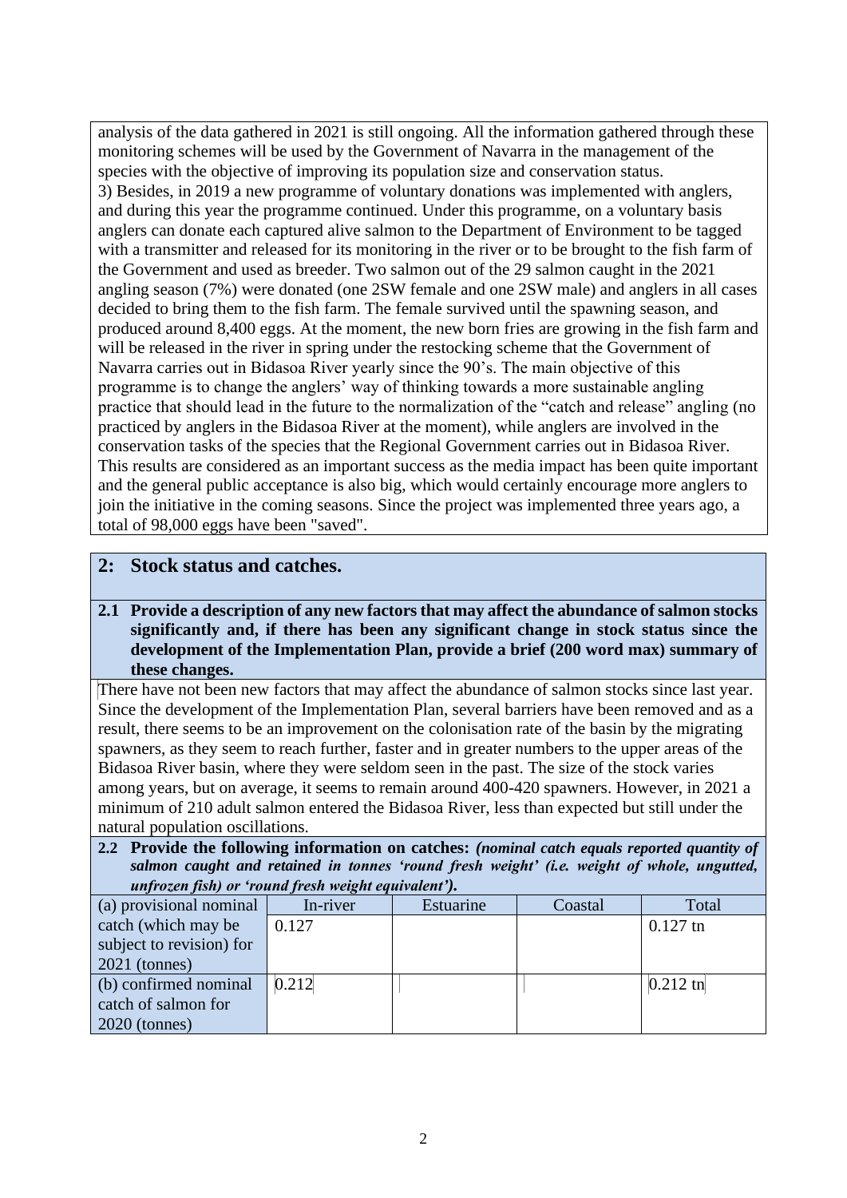analysis of the data gathered in 2021 is still ongoing. All the information gathered through these monitoring schemes will be used by the Government of Navarra in the management of the species with the objective of improving its population size and conservation status.

3) Besides, in 2019 a new programme of voluntary donations was implemented with anglers, and during this year the programme continued. Under this programme, on a voluntary basis anglers can donate each captured alive salmon to the Department of Environment to be tagged with a transmitter and released for its monitoring in the river or to be brought to the fish farm of the Government and used as breeder. Two salmon out of the 29 salmon caught in the 2021 angling season (7%) were donated (one 2SW female and one 2SW male) and anglers in all cases decided to bring them to the fish farm. The female survived until the spawning season, and produced around 8,400 eggs. At the moment, the new born fries are growing in the fish farm and will be released in the river in spring under the restocking scheme that the Government of Navarra carries out in Bidasoa River yearly since the 90's. The main objective of this programme is to change the anglers' way of thinking towards a more sustainable angling practice that should lead in the future to the normalization of the "catch and release" angling (no practiced by anglers in the Bidasoa River at the moment), while anglers are involved in the conservation tasks of the species that the Regional Government carries out in Bidasoa River. This results are considered as an important success as the media impact has been quite important and the general public acceptance is also big, which would certainly encourage more anglers to join the initiative in the coming seasons. Since the project was implemented three years ago, a total of 98,000 eggs have been "saved".

## 2: Stock status and catches.

**2.1 Provide a description of any new factors that may affect the abundance of salmon stocks significantly and, if there has been any significant change in stock status since the development of the Implementation Plan, provide a brief (200 word max) summary of these changes.**

There have not been new factors that may affect the abundance of salmon stocks since last year. Since the development of the Implementation Plan, several barriers have been removed and as a result, there seems to be an improvement on the colonisation rate of the basin by the migrating spawners, as they seem to reach further, faster and in greater numbers to the upper areas of the Bidasoa River basin, where they were seldom seen in the past. The size of the stock varies among years, but on average, it seems to remain around 400-420 spawners. However, in 2021 a minimum of 210 adult salmon entered the Bidasoa River, less than expected but still under the natural population oscillations.

**2.2 Provide the following information on catches:** ***(nominal catch equals reported quantity of salmon caught and retained in tonnes 'round fresh weight' (i.e. weight of whole, ungutted, unfrozen fish) or 'round fresh weight equivalent').***

| | In-river | Estuarine | Coastal | Total |
|---|---|---|---|---|
| (a) provisional nominal catch (which may be subject to revision) for 2021 (tonnes) | 0.127 | | | 0.127 tn |
| (b) confirmed nominal catch of salmon for 2020 (tonnes) | 0.212 | | | 0.212 tn |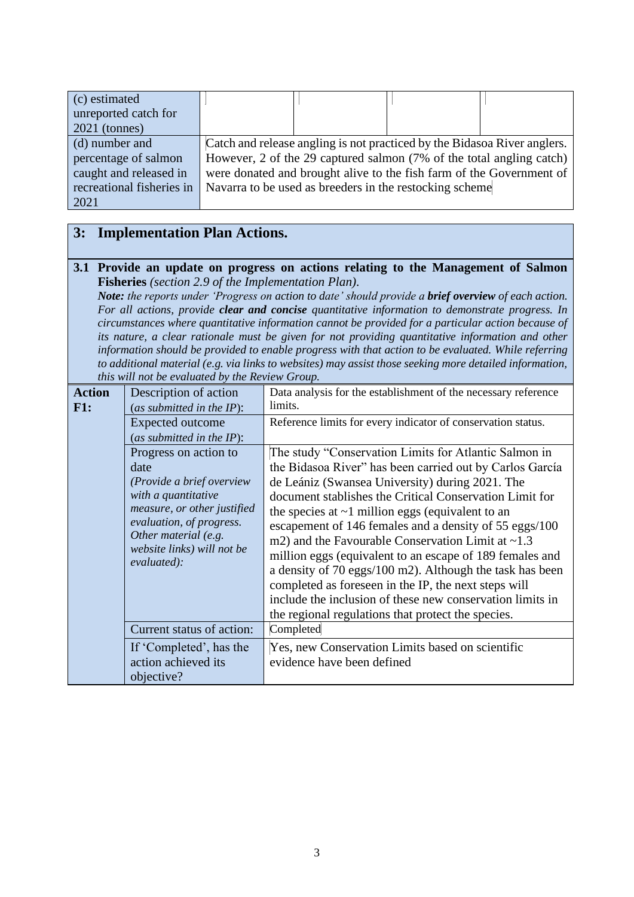| | | | | |
|---|---|---|---|---|
| (c) estimated unreported catch for 2021 (tonnes) | | | | |
| (d) number and percentage of salmon caught and released in recreational fisheries in 2021 | Catch and release angling is not practiced by the Bidasoa River anglers. However, 2 of the 29 captured salmon (7% of the total angling catch) were donated and brought alive to the fish farm of the Government of Navarra to be used as breeders in the restocking scheme | | | |

## 3: Implementation Plan Actions.

**3.1 Provide an update on progress on actions relating to the Management of Salmon Fisheries** *(section 2.9 of the Implementation Plan).*

***Note:*** *the reports under 'Progress on action to date' should provide a* ***brief overview*** *of each action. For all actions, provide* ***clear and concise*** *quantitative information to demonstrate progress. In circumstances where quantitative information cannot be provided for a particular action because of its nature, a clear rationale must be given for not providing quantitative information and other information should be provided to enable progress with that action to be evaluated. While referring to additional material (e.g. via links to websites) may assist those seeking more detailed information, this will not be evaluated by the Review Group.*

| | | |
|---|---|---|
| **Action F1:** | Description of action (*as submitted in the IP*): | Data analysis for the establishment of the necessary reference limits. |
| | Expected outcome (*as submitted in the IP*): | Reference limits for every indicator of conservation status. |
| | Progress on action to date *(Provide a brief overview with a quantitative measure, or other justified evaluation, of progress. Other material (e.g. website links) will not be evaluated):* | The study "Conservation Limits for Atlantic Salmon in the Bidasoa River" has been carried out by Carlos García de Leániz (Swansea University) during 2021. The document stablishes the Critical Conservation Limit for the species at ~1 million eggs (equivalent to an escapement of 146 females and a density of 55 eggs/100 m2) and the Favourable Conservation Limit at ~1.3 million eggs (equivalent to an escape of 189 females and a density of 70 eggs/100 m2). Although the task has been completed as foreseen in the IP, the next steps will include the inclusion of these new conservation limits in the regional regulations that protect the species. |
| | Current status of action: | Completed |
| | If 'Completed', has the action achieved its objective? | Yes, new Conservation Limits based on scientific evidence have been defined |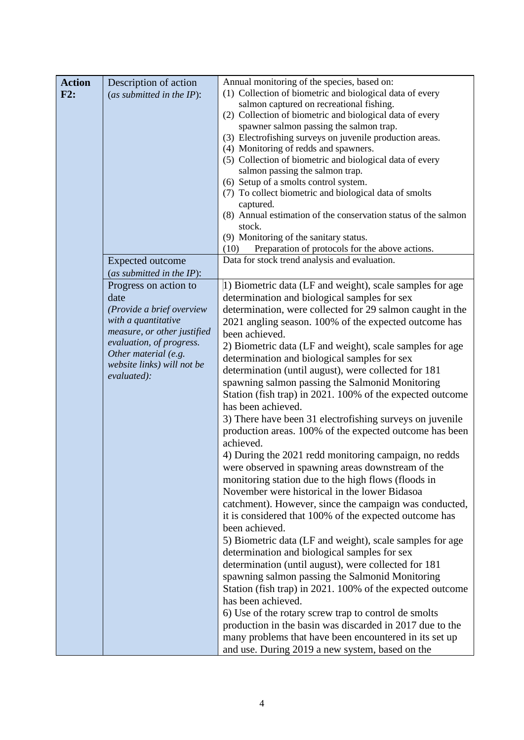| **Action F2:** | Description of action (*as submitted in the IP*): | Annual monitoring of the species, based on:<br>(1) Collection of biometric and biological data of every salmon captured on recreational fishing.<br>(2) Collection of biometric and biological data of every spawner salmon passing the salmon trap.<br>(3) Electrofishing surveys on juvenile production areas.<br>(4) Monitoring of redds and spawners.<br>(5) Collection of biometric and biological data of every salmon passing the salmon trap.<br>(6) Setup of a smolts control system.<br>(7) To collect biometric and biological data of smolts captured.<br>(8) Annual estimation of the conservation status of the salmon stock.<br>(9) Monitoring of the sanitary status.<br>(10) Preparation of protocols for the above actions. |
|---|---|---|
| | Expected outcome (*as submitted in the IP*): | Data for stock trend analysis and evaluation. |
| | Progress on action to date<br>*(Provide a brief overview with a quantitative measure, or other justified evaluation, of progress. Other material (e.g. website links) will not be evaluated):* | 1) Biometric data (LF and weight), scale samples for age determination and biological samples for sex determination, were collected for 29 salmon caught in the 2021 angling season. 100% of the expected outcome has been achieved.<br>2) Biometric data (LF and weight), scale samples for age determination and biological samples for sex determination (until august), were collected for 181 spawning salmon passing the Salmonid Monitoring Station (fish trap) in 2021. 100% of the expected outcome has been achieved.<br>3) There have been 31 electrofishing surveys on juvenile production areas. 100% of the expected outcome has been achieved.<br>4) During the 2021 redd monitoring campaign, no redds were observed in spawning areas downstream of the monitoring station due to the high flows (floods in November were historical in the lower Bidasoa catchment). However, since the campaign was conducted, it is considered that 100% of the expected outcome has been achieved.<br>5) Biometric data (LF and weight), scale samples for age determination and biological samples for sex determination (until august), were collected for 181 spawning salmon passing the Salmonid Monitoring Station (fish trap) in 2021. 100% of the expected outcome has been achieved.<br>6) Use of the rotary screw trap to control de smolts production in the basin was discarded in 2017 due to the many problems that have been encountered in its set up and use. During 2019 a new system, based on the |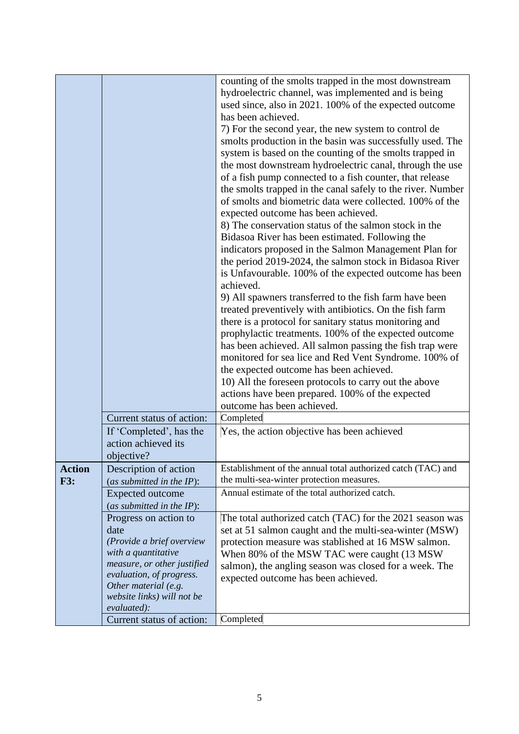| | | |
|---|---|---|
| | | counting of the smolts trapped in the most downstream hydroelectric channel, was implemented and is being used since, also in 2021. 100% of the expected outcome has been achieved.<br>7) For the second year, the new system to control de smolts production in the basin was successfully used. The system is based on the counting of the smolts trapped in the most downstream hydroelectric canal, through the use of a fish pump connected to a fish counter, that release the smolts trapped in the canal safely to the river. Number of smolts and biometric data were collected. 100% of the expected outcome has been achieved.<br>8) The conservation status of the salmon stock in the Bidasoa River has been estimated. Following the indicators proposed in the Salmon Management Plan for the period 2019-2024, the salmon stock in Bidasoa River is Unfavourable. 100% of the expected outcome has been achieved.<br>9) All spawners transferred to the fish farm have been treated preventively with antibiotics. On the fish farm there is a protocol for sanitary status monitoring and prophylactic treatments. 100% of the expected outcome has been achieved. All salmon passing the fish trap were monitored for sea lice and Red Vent Syndrome. 100% of the expected outcome has been achieved.<br>10) All the foreseen protocols to carry out the above actions have been prepared. 100% of the expected outcome has been achieved. |
| | Current status of action: | Completed |
| | If 'Completed', has the action achieved its objective? | Yes, the action objective has been achieved |
| **Action F3:** | Description of action (*as submitted in the IP*): | Establishment of the annual total authorized catch (TAC) and the multi-sea-winter protection measures. |
| | Expected outcome (*as submitted in the IP*): | Annual estimate of the total authorized catch. |
| | Progress on action to date *(Provide a brief overview with a quantitative measure, or other justified evaluation, of progress. Other material (e.g. website links) will not be evaluated):* | The total authorized catch (TAC) for the 2021 season was set at 51 salmon caught and the multi-sea-winter (MSW) protection measure was stablished at 16 MSW salmon. When 80% of the MSW TAC were caught (13 MSW salmon), the angling season was closed for a week. The expected outcome has been achieved. |
| | Current status of action: | Completed |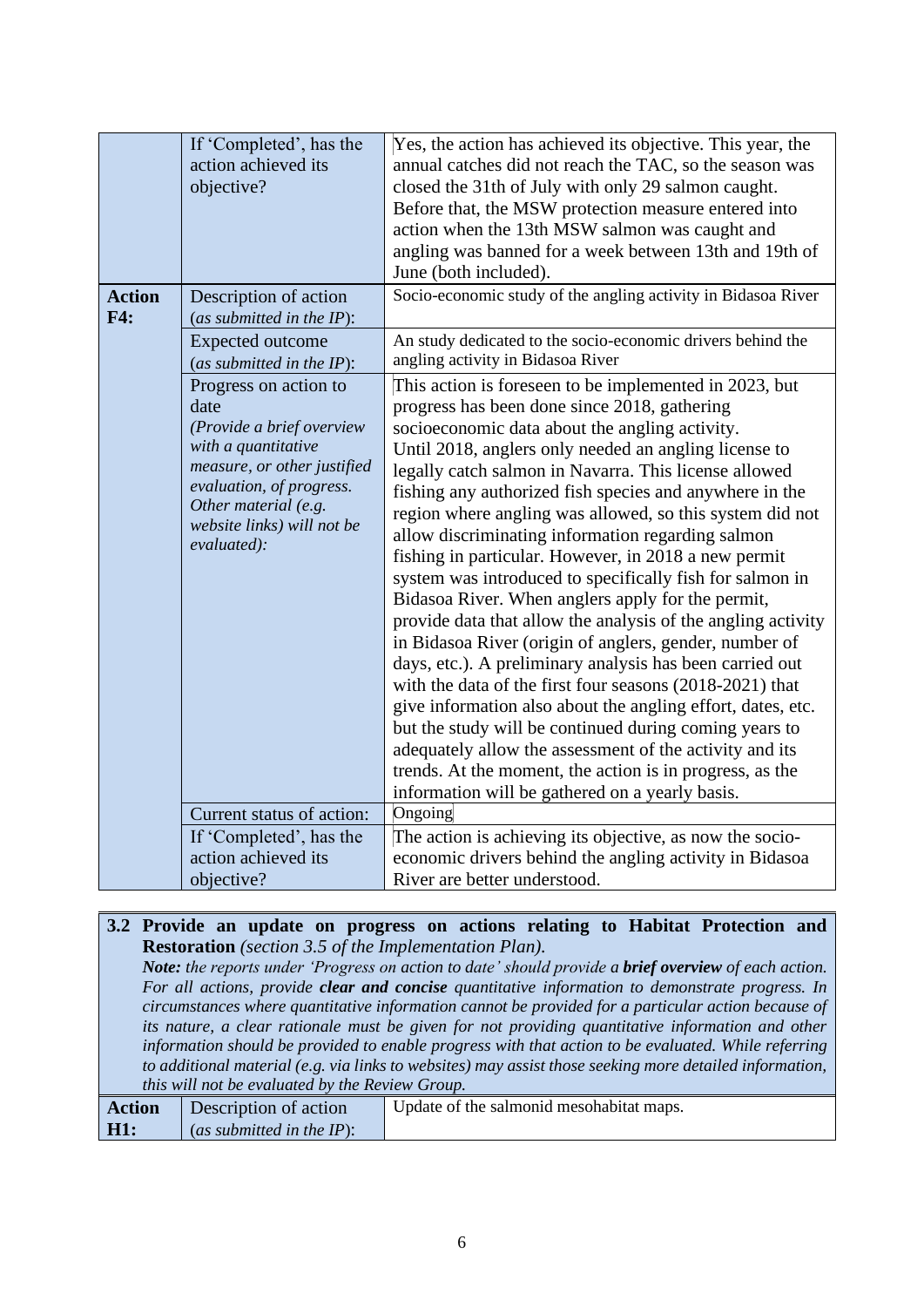| | | |
|---|---|---|
| | If 'Completed', has the action achieved its objective? | Yes, the action has achieved its objective. This year, the annual catches did not reach the TAC, so the season was closed the 31th of July with only 29 salmon caught. Before that, the MSW protection measure entered into action when the 13th MSW salmon was caught and angling was banned for a week between 13th and 19th of June (both included). |
| **Action F4:** | Description of action (*as submitted in the IP*): | Socio-economic study of the angling activity in Bidasoa River |
| | Expected outcome (*as submitted in the IP*): | An study dedicated to the socio-economic drivers behind the angling activity in Bidasoa River |
| | Progress on action to date *(Provide a brief overview with a quantitative measure, or other justified evaluation, of progress. Other material (e.g. website links) will not be evaluated):* | This action is foreseen to be implemented in 2023, but progress has been done since 2018, gathering socioeconomic data about the angling activity. Until 2018, anglers only needed an angling license to legally catch salmon in Navarra. This license allowed fishing any authorized fish species and anywhere in the region where angling was allowed, so this system did not allow discriminating information regarding salmon fishing in particular. However, in 2018 a new permit system was introduced to specifically fish for salmon in Bidasoa River. When anglers apply for the permit, provide data that allow the analysis of the angling activity in Bidasoa River (origin of anglers, gender, number of days, etc.). A preliminary analysis has been carried out with the data of the first four seasons (2018-2021) that give information also about the angling effort, dates, etc. but the study will be continued during coming years to adequately allow the assessment of the activity and its trends. At the moment, the action is in progress, as the information will be gathered on a yearly basis. |
| | Current status of action: | Ongoing |
| | If 'Completed', has the action achieved its objective? | The action is achieving its objective, as now the socio-economic drivers behind the angling activity in Bidasoa River are better understood. |

**3.2 Provide an update on progress on actions relating to Habitat Protection and Restoration** *(section 3.5 of the Implementation Plan).*

***Note:*** *the reports under 'Progress on action to date' should provide a* ***brief overview*** *of each action. For all actions, provide* ***clear and concise*** *quantitative information to demonstrate progress. In circumstances where quantitative information cannot be provided for a particular action because of its nature, a clear rationale must be given for not providing quantitative information and other information should be provided to enable progress with that action to be evaluated. While referring to additional material (e.g. via links to websites) may assist those seeking more detailed information, this will not be evaluated by the Review Group.*

| | | |
|---|---|---|
| **Action H1:** | Description of action (*as submitted in the IP*): | Update of the salmonid mesohabitat maps. |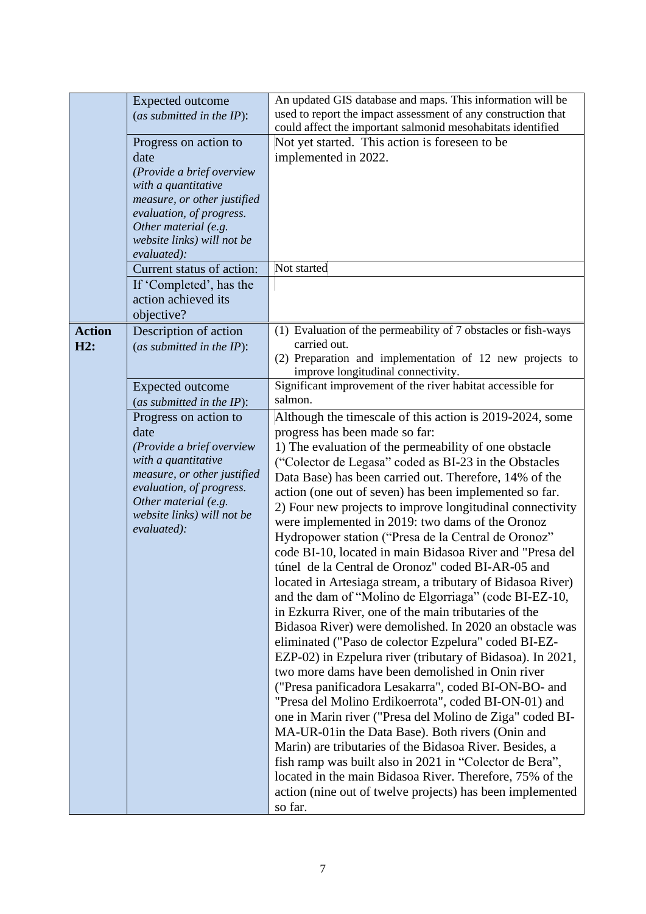| | | |
|---|---|---|
| | Expected outcome (*as submitted in the IP*): | An updated GIS database and maps. This information will be used to report the impact assessment of any construction that could affect the important salmonid mesohabitats identified |
| | Progress on action to date *(Provide a brief overview with a quantitative measure, or other justified evaluation, of progress. Other material (e.g. website links) will not be evaluated):* | Not yet started. This action is foreseen to be implemented in 2022. |
| | Current status of action: | Not started |
| | If 'Completed', has the action achieved its objective? | |
| **Action H2:** | Description of action (*as submitted in the IP*): | (1) Evaluation of the permeability of 7 obstacles or fish-ways carried out.<br>(2) Preparation and implementation of 12 new projects to improve longitudinal connectivity. |
| | Expected outcome (*as submitted in the IP*): | Significant improvement of the river habitat accessible for salmon. |
| | Progress on action to date *(Provide a brief overview with a quantitative measure, or other justified evaluation, of progress. Other material (e.g. website links) will not be evaluated):* | Although the timescale of this action is 2019-2024, some progress has been made so far:<br>1) The evaluation of the permeability of one obstacle ("Colector de Legasa" coded as BI-23 in the Obstacles Data Base) has been carried out. Therefore, 14% of the action (one out of seven) has been implemented so far.<br>2) Four new projects to improve longitudinal connectivity were implemented in 2019: two dams of the Oronoz Hydropower station ("Presa de la Central de Oronoz" code BI-10, located in main Bidasoa River and "Presa del túnel de la Central de Oronoz" coded BI-AR-05 and located in Artesiaga stream, a tributary of Bidasoa River) and the dam of "Molino de Elgorriaga" (code BI-EZ-10, in Ezkurra River, one of the main tributaries of the Bidasoa River) were demolished. In 2020 an obstacle was eliminated ("Paso de colector Ezpelura" coded BI-EZ-EZP-02) in Ezpelura river (tributary of Bidasoa). In 2021, two more dams have been demolished in Onin river ("Presa panificadora Lesakarra", coded BI-ON-BO- and "Presa del Molino Erdikoerrota", coded BI-ON-01) and one in Marin river ("Presa del Molino de Ziga" coded BI-MA-UR-01in the Data Base). Both rivers (Onin and Marin) are tributaries of the Bidasoa River. Besides, a fish ramp was built also in 2021 in "Colector de Bera", located in the main Bidasoa River. Therefore, 75% of the action (nine out of twelve projects) has been implemented so far. |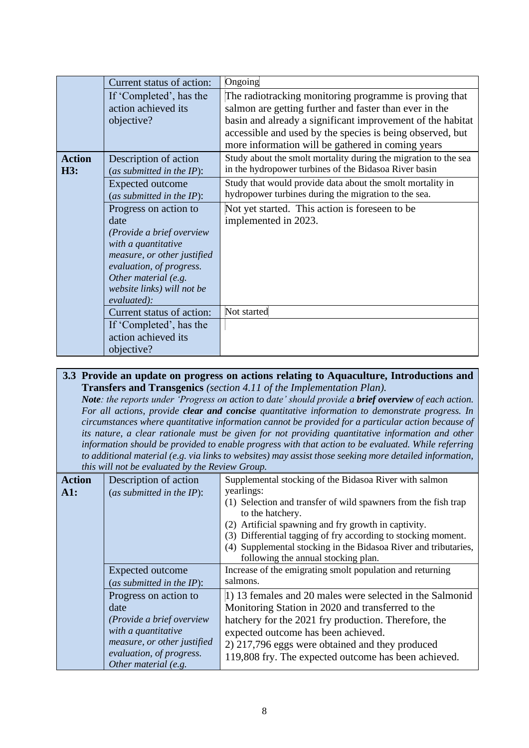| | | |
|---|---|---|
| | Current status of action: | Ongoing |
| | If 'Completed', has the action achieved its objective? | The radiotracking monitoring programme is proving that salmon are getting further and faster than ever in the basin and already a significant improvement of the habitat accessible and used by the species is being observed, but more information will be gathered in coming years |
| **Action H3:** | Description of action (*as submitted in the IP*): | Study about the smolt mortality during the migration to the sea in the hydropower turbines of the Bidasoa River basin |
| | Expected outcome (*as submitted in the IP*): | Study that would provide data about the smolt mortality in hydropower turbines during the migration to the sea. |
| | Progress on action to date *(Provide a brief overview with a quantitative measure, or other justified evaluation, of progress. Other material (e.g. website links) will not be evaluated):* | Not yet started. This action is foreseen to be implemented in 2023. |
| | Current status of action: | Not started |
| | If 'Completed', has the action achieved its objective? | |

**3.3 Provide an update on progress on actions relating to Aquaculture, Introductions and Transfers and Transgenics** *(section 4.11 of the Implementation Plan).*

***Note****: the reports under 'Progress on action to date' should provide a* ***brief overview*** *of each action. For all actions, provide* ***clear and concise*** *quantitative information to demonstrate progress. In circumstances where quantitative information cannot be provided for a particular action because of its nature, a clear rationale must be given for not providing quantitative information and other information should be provided to enable progress with that action to be evaluated. While referring to additional material (e.g. via links to websites) may assist those seeking more detailed information, this will not be evaluated by the Review Group.*

| | | |
|---|---|---|
| **Action A1:** | Description of action (*as submitted in the IP*): | Supplemental stocking of the Bidasoa River with salmon yearlings:<br>(1) Selection and transfer of wild spawners from the fish trap to the hatchery.<br>(2) Artificial spawning and fry growth in captivity.<br>(3) Differential tagging of fry according to stocking moment.<br>(4) Supplemental stocking in the Bidasoa River and tributaries, following the annual stocking plan. |
| | Expected outcome (*as submitted in the IP*): | Increase of the emigrating smolt population and returning salmons. |
| | Progress on action to date *(Provide a brief overview with a quantitative measure, or other justified evaluation, of progress. Other material (e.g.* | 1) 13 females and 20 males were selected in the Salmonid Monitoring Station in 2020 and transferred to the hatchery for the 2021 fry production. Therefore, the expected outcome has been achieved.<br>2) 217,796 eggs were obtained and they produced 119,808 fry. The expected outcome has been achieved. |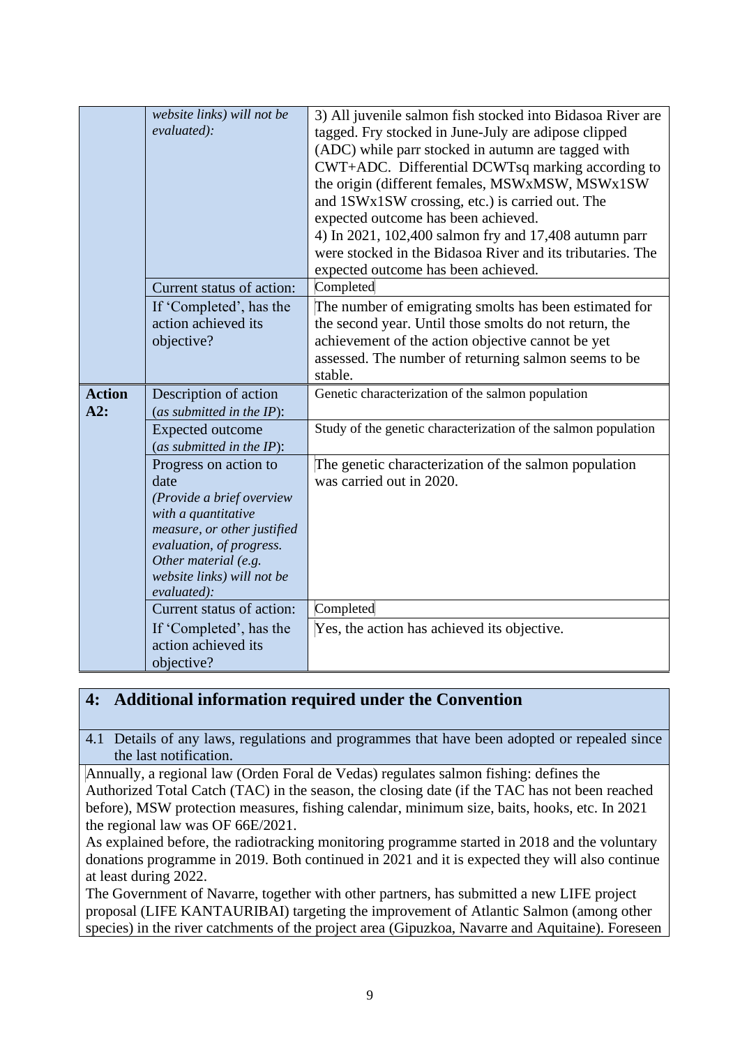| | | |
|---|---|---|
| | *website links) will not be evaluated):* | 3) All juvenile salmon fish stocked into Bidasoa River are tagged. Fry stocked in June-July are adipose clipped (ADC) while parr stocked in autumn are tagged with CWT+ADC. Differential DCWTsq marking according to the origin (different females, MSWxMSW, MSWx1SW and 1SWx1SW crossing, etc.) is carried out. The expected outcome has been achieved.<br>4) In 2021, 102,400 salmon fry and 17,408 autumn parr were stocked in the Bidasoa River and its tributaries. The expected outcome has been achieved. |
| | Current status of action: | Completed |
| | If 'Completed', has the action achieved its objective? | The number of emigrating smolts has been estimated for the second year. Until those smolts do not return, the achievement of the action objective cannot be yet assessed. The number of returning salmon seems to be stable. |
| **Action A2:** | Description of action (*as submitted in the IP*): | Genetic characterization of the salmon population |
| | Expected outcome (*as submitted in the IP*): | Study of the genetic characterization of the salmon population |
| | Progress on action to date *(Provide a brief overview with a quantitative measure, or other justified evaluation, of progress. Other material (e.g. website links) will not be evaluated):* | The genetic characterization of the salmon population was carried out in 2020. |
| | Current status of action: | Completed |
| | If 'Completed', has the action achieved its objective? | Yes, the action has achieved its objective. |

## 4: Additional information required under the Convention

4.1 Details of any laws, regulations and programmes that have been adopted or repealed since the last notification.

Annually, a regional law (Orden Foral de Vedas) regulates salmon fishing: defines the Authorized Total Catch (TAC) in the season, the closing date (if the TAC has not been reached before), MSW protection measures, fishing calendar, minimum size, baits, hooks, etc. In 2021 the regional law was OF 66E/2021.

As explained before, the radiotracking monitoring programme started in 2018 and the voluntary donations programme in 2019. Both continued in 2021 and it is expected they will also continue at least during 2022.

The Government of Navarre, together with other partners, has submitted a new LIFE project proposal (LIFE KANTAURIBAI) targeting the improvement of Atlantic Salmon (among other species) in the river catchments of the project area (Gipuzkoa, Navarre and Aquitaine). Foreseen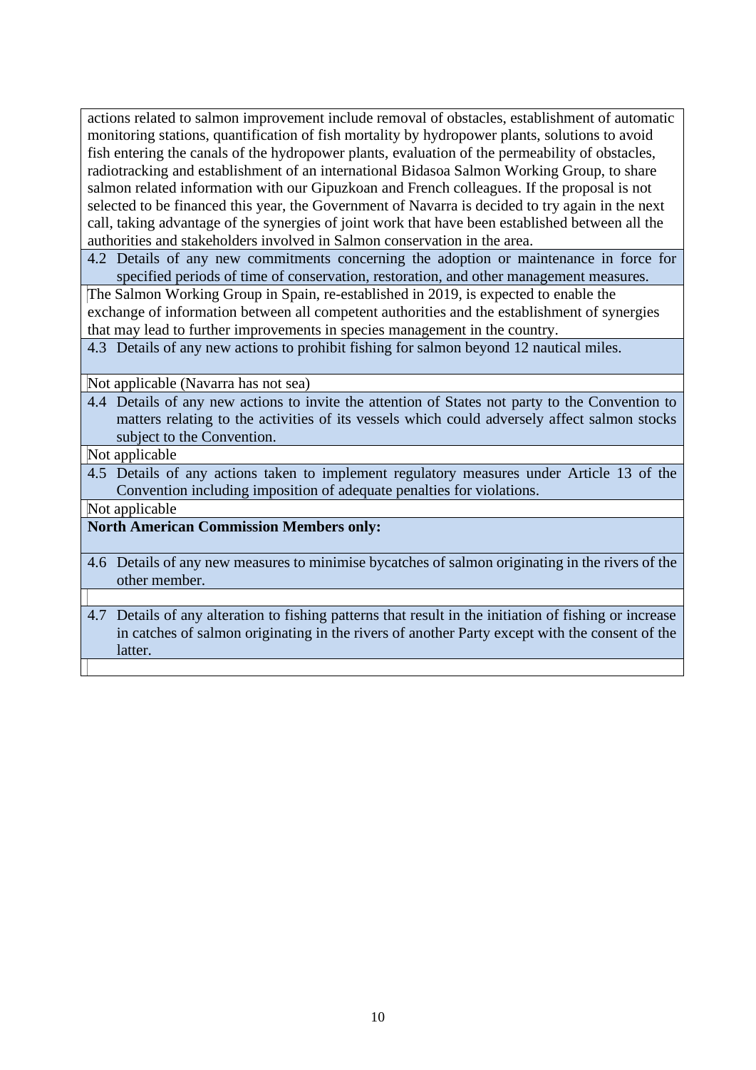actions related to salmon improvement include removal of obstacles, establishment of automatic monitoring stations, quantification of fish mortality by hydropower plants, solutions to avoid fish entering the canals of the hydropower plants, evaluation of the permeability of obstacles, radiotracking and establishment of an international Bidasoa Salmon Working Group, to share salmon related information with our Gipuzkoan and French colleagues. If the proposal is not selected to be financed this year, the Government of Navarra is decided to try again in the next call, taking advantage of the synergies of joint work that have been established between all the authorities and stakeholders involved in Salmon conservation in the area.

4.2 Details of any new commitments concerning the adoption or maintenance in force for specified periods of time of conservation, restoration, and other management measures.

The Salmon Working Group in Spain, re-established in 2019, is expected to enable the exchange of information between all competent authorities and the establishment of synergies that may lead to further improvements in species management in the country.

4.3 Details of any new actions to prohibit fishing for salmon beyond 12 nautical miles.

Not applicable (Navarra has not sea)

4.4 Details of any new actions to invite the attention of States not party to the Convention to matters relating to the activities of its vessels which could adversely affect salmon stocks subject to the Convention.

Not applicable

4.5 Details of any actions taken to implement regulatory measures under Article 13 of the Convention including imposition of adequate penalties for violations.

Not applicable

**North American Commission Members only:**

4.6 Details of any new measures to minimise bycatches of salmon originating in the rivers of the other member.

4.7 Details of any alteration to fishing patterns that result in the initiation of fishing or increase in catches of salmon originating in the rivers of another Party except with the consent of the latter.